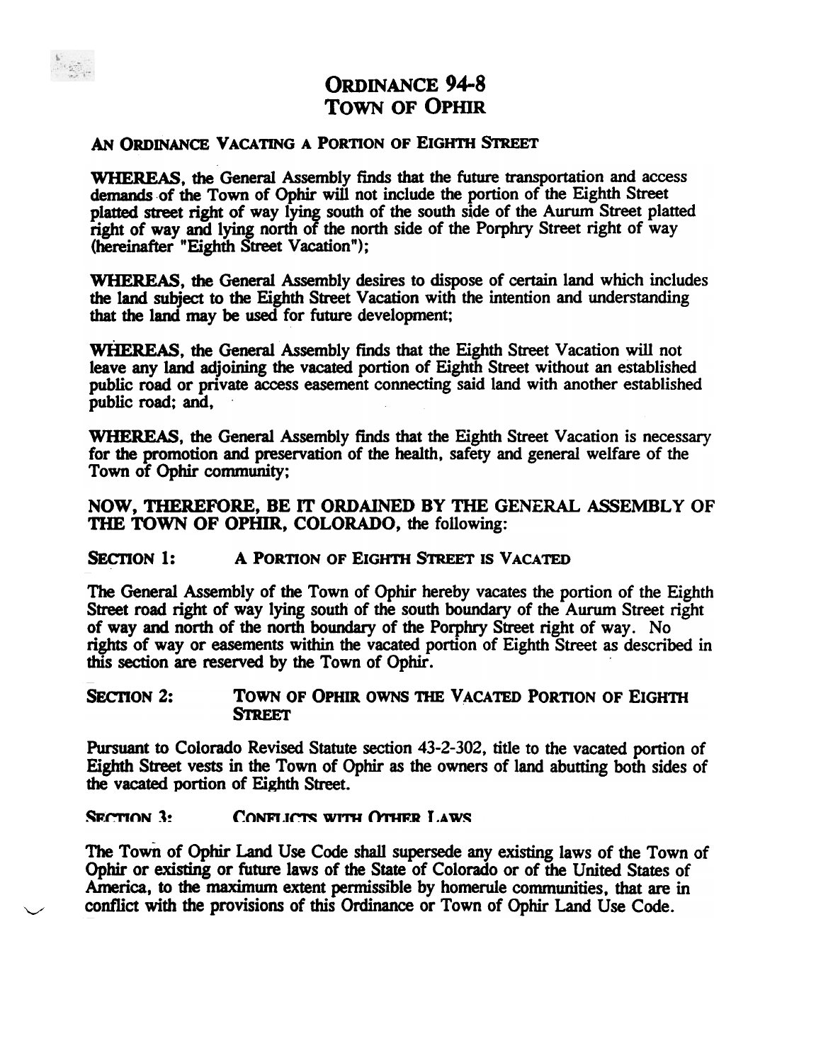# ORDINANCE 94-8
# TOWN OF OPHIR

## AN ORDINANCE VACATING A PORTION OF EIGHTH STREET

**WHEREAS**, the General Assembly finds that the future transportation and access demands of the Town of Ophir will not include the portion of the Eighth Street platted street right of way lying south of the south side of the Aurum Street platted right of way and lying north of the north side of the Porphry Street right of way (hereinafter "Eighth Street Vacation");

**WHEREAS**, the General Assembly desires to dispose of certain land which includes the land subject to the Eighth Street Vacation with the intention and understanding that the land may be used for future development;

**WHEREAS**, the General Assembly finds that the Eighth Street Vacation will not leave any land adjoining the vacated portion of Eighth Street without an established public road or private access easement connecting said land with another established public road; and,

**WHEREAS**, the General Assembly finds that the Eighth Street Vacation is necessary for the promotion and preservation of the health, safety and general welfare of the Town of Ophir community;

**NOW, THEREFORE, BE IT ORDAINED BY THE GENERAL ASSEMBLY OF THE TOWN OF OPHIR, COLORADO,** the following:

### SECTION 1: A PORTION OF EIGHTH STREET IS VACATED

The General Assembly of the Town of Ophir hereby vacates the portion of the Eighth Street road right of way lying south of the south boundary of the Aurum Street right of way and north of the north boundary of the Porphry Street right of way. No rights of way or easements within the vacated portion of Eighth Street as described in this section are reserved by the Town of Ophir.

### SECTION 2: TOWN OF OPHIR OWNS THE VACATED PORTION OF EIGHTH STREET

Pursuant to Colorado Revised Statute section 43-2-302, title to the vacated portion of Eighth Street vests in the Town of Ophir as the owners of land abutting both sides of the vacated portion of Eighth Street.

### SECTION 3: CONFLICTS WITH OTHER LAWS

The Town of Ophir Land Use Code shall supersede any existing laws of the Town of Ophir or existing or future laws of the State of Colorado or of the United States of America, to the maximum extent permissible by homerule communities, that are in conflict with the provisions of this Ordinance or Town of Ophir Land Use Code.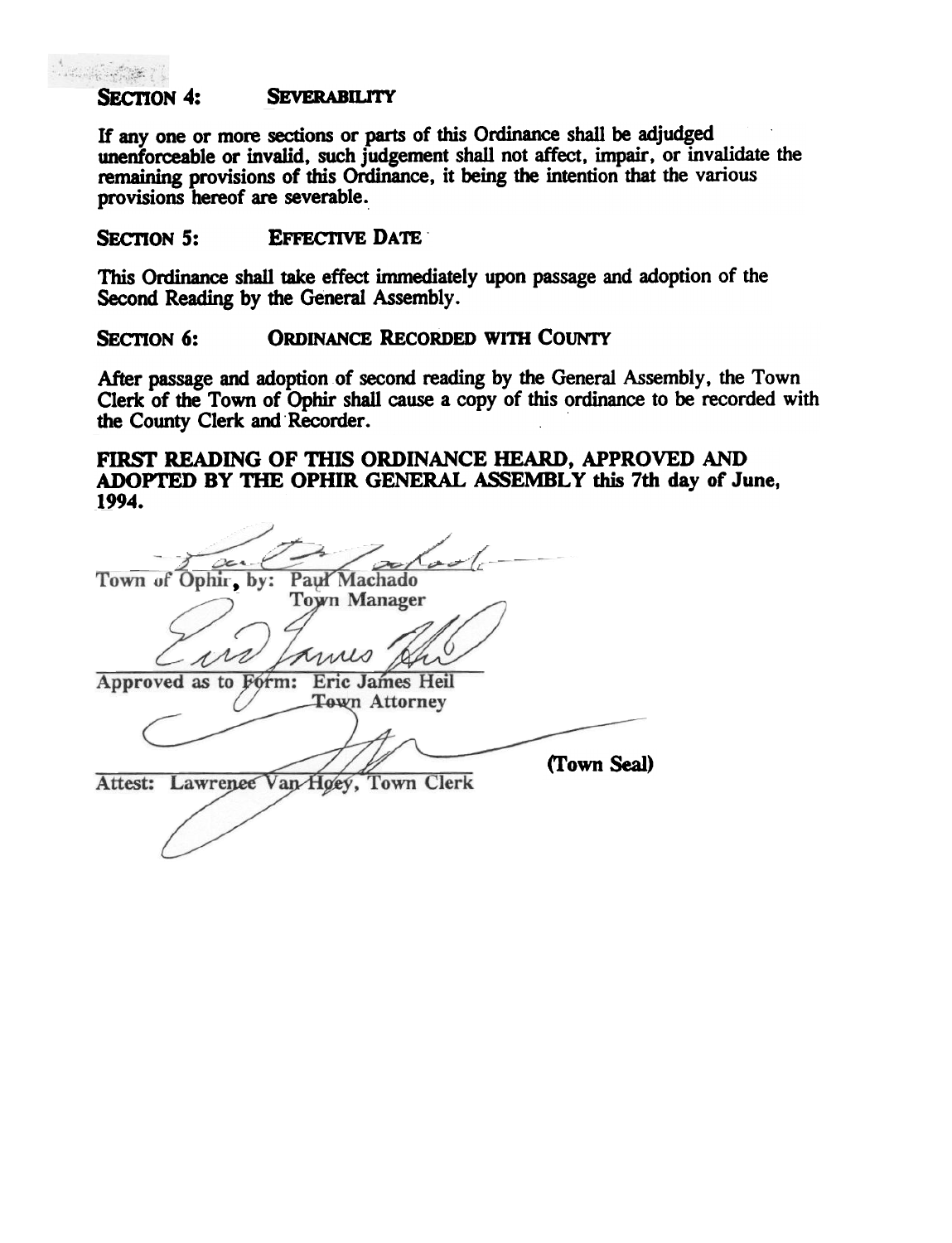## SECTION 4: SEVERABILITY

If any one or more sections or parts of this Ordinance shall be adjudged unenforceable or invalid, such judgement shall not affect, impair, or invalidate the remaining provisions of this Ordinance, it being the intention that the various provisions hereof are severable.

## SECTION 5: EFFECTIVE DATE

This Ordinance shall take effect immediately upon passage and adoption of the Second Reading by the General Assembly.

## SECTION 6: ORDINANCE RECORDED WITH COUNTY

After passage and adoption of second reading by the General Assembly, the Town Clerk of the Town of Ophir shall cause a copy of this ordinance to be recorded with the County Clerk and Recorder.

**FIRST READING OF THIS ORDINANCE HEARD, APPROVED AND ADOPTED BY THE OPHIR GENERAL ASSEMBLY this 7th day of June, 1994.**

Town of Ophir, by: Paul Machado
Town Manager

Approved as to Form: Eric James Heil
Town Attorney

Attest: Lawrence Van Hoey, Town Clerk

**(Town Seal)**